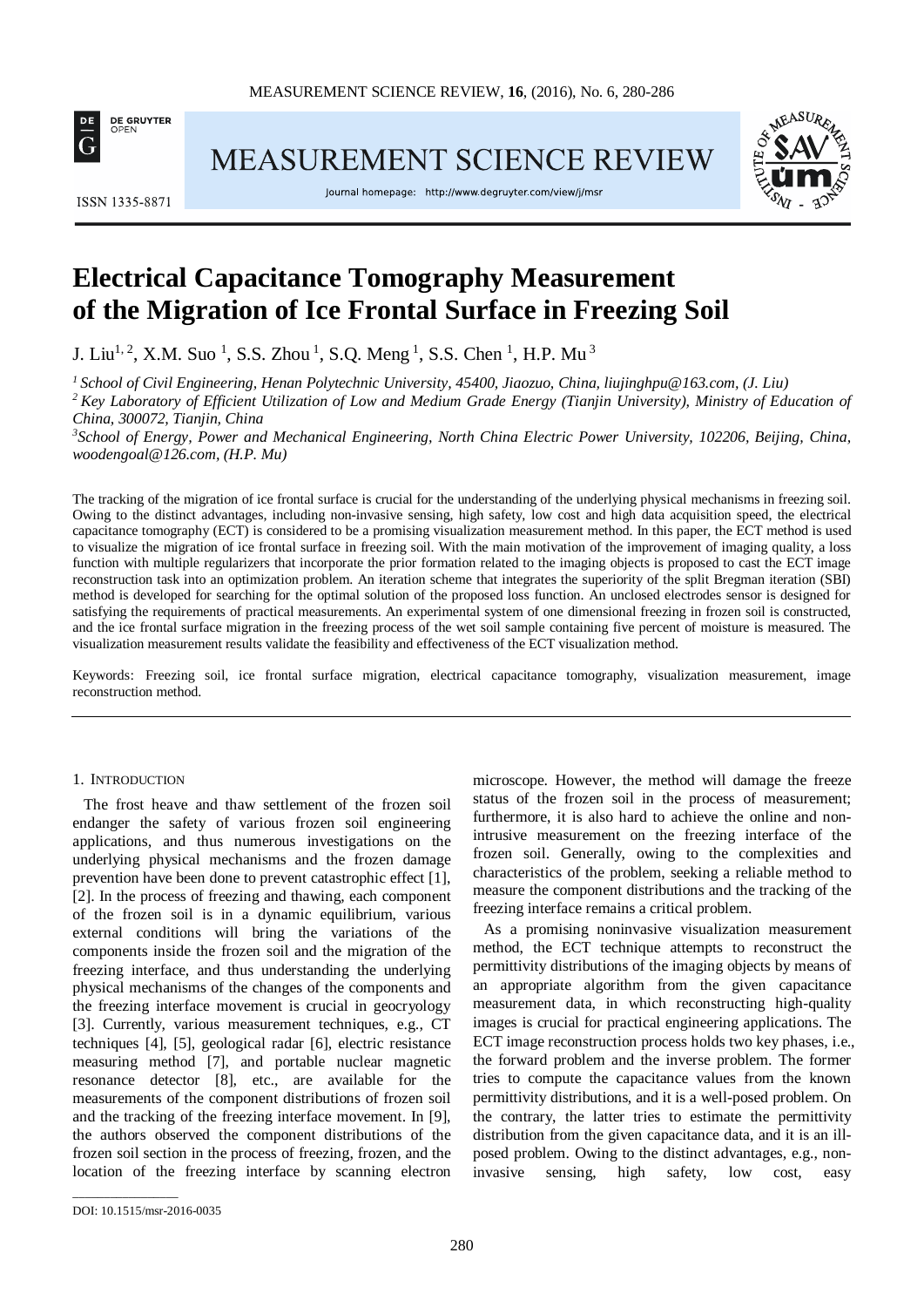# Electrical Capacitance Tomography Measurement of the Migration of Ice Frontal Surface in Freezing Soil

J. Liu[1, 2], X.M. Suo [1], S.S. Zhou [1], S.Q. Meng [1], S.S. Chen [1], H.P. Mu [3]

[1] *School of Civil Engineering, Henan Polytechnic University, 45400, Jiaozuo, China, liujinghpu@163.com, (J. Liu)*

[2] *Key Laboratory of Efficient Utilization of Low and Medium Grade Energy (Tianjin University), Ministry of Education of China, 300072, Tianjin, China*

[3] *School of Energy, Power and Mechanical Engineering, North China Electric Power University, 102206, Beijing, China, woodengoal@126.com, (H.P. Mu)*

The tracking of the migration of ice frontal surface is crucial for the understanding of the underlying physical mechanisms in freezing soil. Owing to the distinct advantages, including non-invasive sensing, high safety, low cost and high data acquisition speed, the electrical capacitance tomography (ECT) is considered to be a promising visualization measurement method. In this paper, the ECT method is used to visualize the migration of ice frontal surface in freezing soil. With the main motivation of the improvement of imaging quality, a loss function with multiple regularizers that incorporate the prior formation related to the imaging objects is proposed to cast the ECT image reconstruction task into an optimization problem. An iteration scheme that integrates the superiority of the split Bregman iteration (SBI) method is developed for searching for the optimal solution of the proposed loss function. An unclosed electrodes sensor is designed for satisfying the requirements of practical measurements. An experimental system of one dimensional freezing in frozen soil is constructed, and the ice frontal surface migration in the freezing process of the wet soil sample containing five percent of moisture is measured. The visualization measurement results validate the feasibility and effectiveness of the ECT visualization method.

Keywords: Freezing soil, ice frontal surface migration, electrical capacitance tomography, visualization measurement, image reconstruction method.

## 1. Introduction

The frost heave and thaw settlement of the frozen soil endanger the safety of various frozen soil engineering applications, and thus numerous investigations on the underlying physical mechanisms and the frozen damage prevention have been done to prevent catastrophic effect [1], [2]. In the process of freezing and thawing, each component of the frozen soil is in a dynamic equilibrium, various external conditions will bring the variations of the components inside the frozen soil and the migration of the freezing interface, and thus understanding the underlying physical mechanisms of the changes of the components and the freezing interface movement is crucial in geocryology [3]. Currently, various measurement techniques, e.g., CT techniques [4], [5], geological radar [6], electric resistance measuring method [7], and portable nuclear magnetic resonance detector [8], etc., are available for the measurements of the component distributions of frozen soil and the tracking of the freezing interface movement. In [9], the authors observed the component distributions of the frozen soil section in the process of freezing, frozen, and the location of the freezing interface by scanning electron microscope. However, the method will damage the freeze status of the frozen soil in the process of measurement; furthermore, it is also hard to achieve the online and non-intrusive measurement on the freezing interface of the frozen soil. Generally, owing to the complexities and characteristics of the problem, seeking a reliable method to measure the component distributions and the tracking of the freezing interface remains a critical problem.

As a promising noninvasive visualization measurement method, the ECT technique attempts to reconstruct the permittivity distributions of the imaging objects by means of an appropriate algorithm from the given capacitance measurement data, in which reconstructing high-quality images is crucial for practical engineering applications. The ECT image reconstruction process holds two key phases, i.e., the forward problem and the inverse problem. The former tries to compute the capacitance values from the known permittivity distributions, and it is a well-posed problem. On the contrary, the latter tries to estimate the permittivity distribution from the given capacitance data, and it is an ill-posed problem. Owing to the distinct advantages, e.g., non-invasive sensing, high safety, low cost, easy

DOI: 10.1515/msr-2016-0035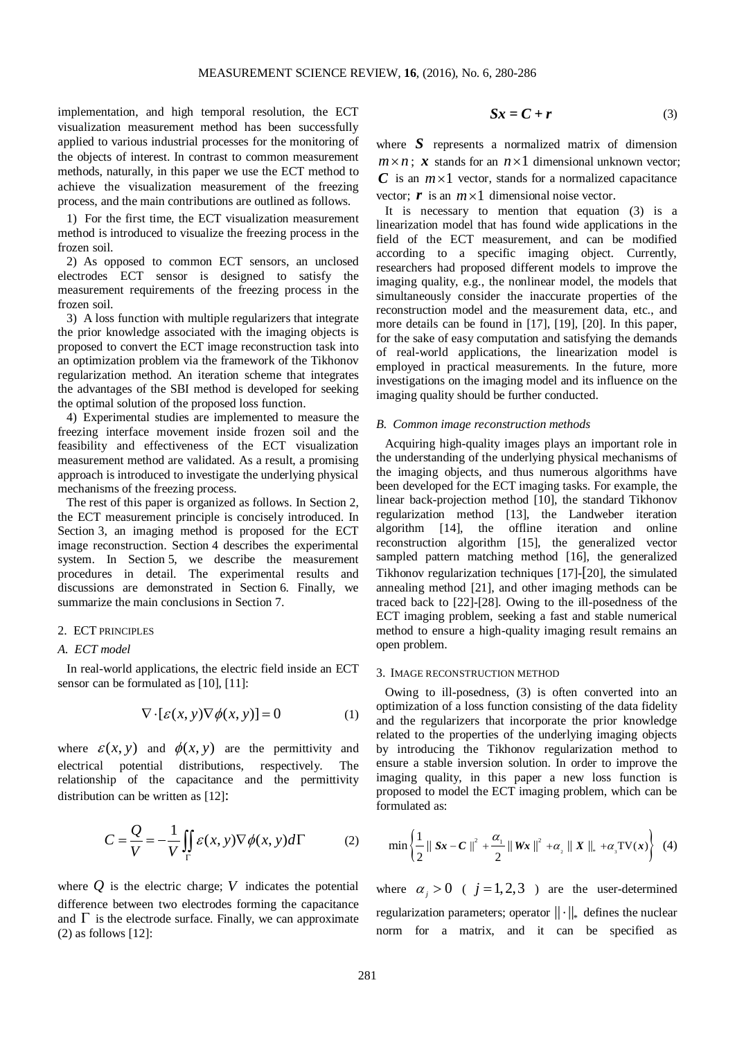implementation, and high temporal resolution, the ECT visualization measurement method has been successfully applied to various industrial processes for the monitoring of the objects of interest. In contrast to common measurement methods, naturally, in this paper we use the ECT method to achieve the visualization measurement of the freezing process, and the main contributions are outlined as follows.

1) For the first time, the ECT visualization measurement method is introduced to visualize the freezing process in the frozen soil.

2) As opposed to common ECT sensors, an unclosed electrodes ECT sensor is designed to satisfy the measurement requirements of the freezing process in the frozen soil.

3) A loss function with multiple regularizers that integrate the prior knowledge associated with the imaging objects is proposed to convert the ECT image reconstruction task into an optimization problem via the framework of the Tikhonov regularization method. An iteration scheme that integrates the advantages of the SBI method is developed for seeking the optimal solution of the proposed loss function.

4) Experimental studies are implemented to measure the freezing interface movement inside frozen soil and the feasibility and effectiveness of the ECT visualization measurement method are validated. As a result, a promising approach is introduced to investigate the underlying physical mechanisms of the freezing process.

The rest of this paper is organized as follows. In Section 2, the ECT measurement principle is concisely introduced. In Section 3, an imaging method is proposed for the ECT image reconstruction. Section 4 describes the experimental system. In Section 5, we describe the measurement procedures in detail. The experimental results and discussions are demonstrated in Section 6. Finally, we summarize the main conclusions in Section 7.

## 2. ECT PRINCIPLES

### A. ECT model

In real-world applications, the electric field inside an ECT sensor can be formulated as [10], [11]:

$$\nabla \cdot [\varepsilon(x,y)\nabla\phi(x,y)] = 0 \tag{1}$$

where $\varepsilon(x,y)$ and $\phi(x,y)$ are the permittivity and electrical potential distributions, respectively. The relationship of the capacitance and the permittivity distribution can be written as [12]:

$$C = \frac{Q}{V} = -\frac{1}{V}\iint_{\Gamma} \varepsilon(x,y)\nabla\phi(x,y)d\Gamma \tag{2}$$

where $Q$ is the electric charge; $V$ indicates the potential difference between two electrodes forming the capacitance and $\Gamma$ is the electrode surface. Finally, we can approximate (2) as follows [12]:

$$\boldsymbol{Sx} = \boldsymbol{C} + \boldsymbol{r} \tag{3}$$

where $\boldsymbol{S}$ represents a normalized matrix of dimension $m \times n$; $\boldsymbol{x}$ stands for an $n \times 1$ dimensional unknown vector; $\boldsymbol{C}$ is an $m \times 1$ vector, stands for a normalized capacitance vector; $\boldsymbol{r}$ is an $m \times 1$ dimensional noise vector.

It is necessary to mention that equation (3) is a linearization model that has found wide applications in the field of the ECT measurement, and can be modified according to a specific imaging object. Currently, researchers had proposed different models to improve the imaging quality, e.g., the nonlinear model, the models that simultaneously consider the inaccurate properties of the reconstruction model and the measurement data, etc., and more details can be found in [17], [19], [20]. In this paper, for the sake of easy computation and satisfying the demands of real-world applications, the linearization model is employed in practical measurements. In the future, more investigations on the imaging model and its influence on the imaging quality should be further conducted.

### B. Common image reconstruction methods

Acquiring high-quality images plays an important role in the understanding of the underlying physical mechanisms of the imaging objects, and thus numerous algorithms have been developed for the ECT imaging tasks. For example, the linear back-projection method [10], the standard Tikhonov regularization method [13], the Landweber iteration algorithm [14], the offline iteration and online reconstruction algorithm [15], the generalized vector sampled pattern matching method [16], the generalized Tikhonov regularization techniques [17]-[20], the simulated annealing method [21], and other imaging methods can be traced back to [22]-[28]. Owing to the ill-posedness of the ECT imaging problem, seeking a fast and stable numerical method to ensure a high-quality imaging result remains an open problem.

## 3. IMAGE RECONSTRUCTION METHOD

Owing to ill-posedness, (3) is often converted into an optimization of a loss function consisting of the data fidelity and the regularizers that incorporate the prior knowledge related to the properties of the underlying imaging objects by introducing the Tikhonov regularization method to ensure a stable inversion solution. In order to improve the imaging quality, in this paper a new loss function is proposed to model the ECT imaging problem, which can be formulated as:

$$\min\left\{\frac{1}{2}\|\boldsymbol{Sx}-\boldsymbol{C}\|^2 + \frac{\alpha_1}{2}\|\boldsymbol{Wx}\|^2 + \alpha_2\|\boldsymbol{X}\|_* + \alpha_3 \mathrm{TV}(\boldsymbol{x})\right\} \tag{4}$$

where $\alpha_j > 0$ ( $j = 1,2,3$ ) are the user-determined regularization parameters; operator $\|\cdot\|_*$ defines the nuclear norm for a matrix, and it can be specified as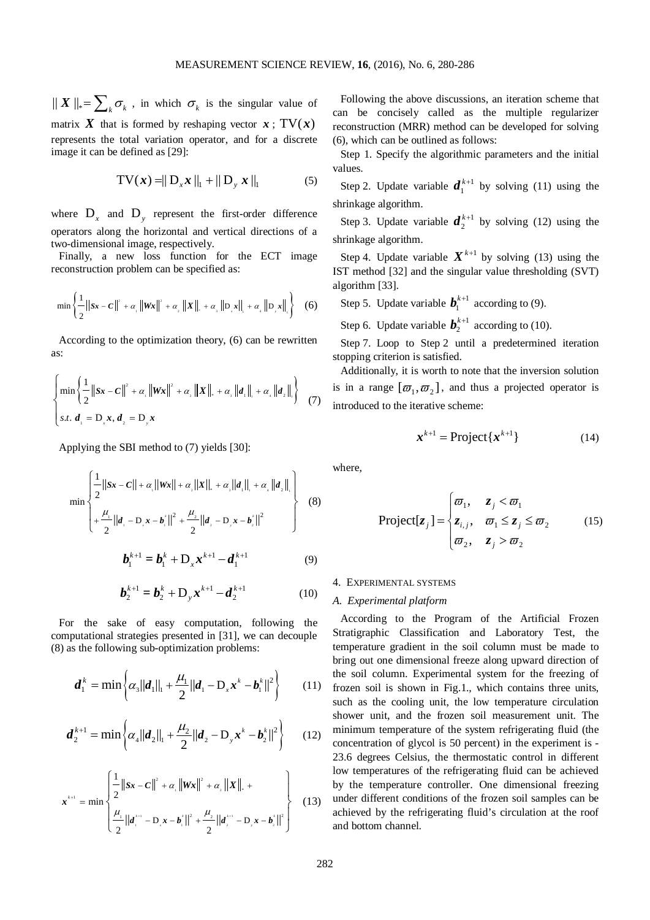$\| \boldsymbol{X} \|_* = \sum_k \sigma_k$ , in which $\sigma_k$ is the singular value of matrix $\boldsymbol{X}$ that is formed by reshaping vector $\boldsymbol{x}$ ; $\mathrm{TV}(\boldsymbol{x})$ represents the total variation operator, and for a discrete image it can be defined as [29]:

$$\mathrm{TV}(\boldsymbol{x}) = \| \mathrm{D}_x \boldsymbol{x} \|_1 + \| \mathrm{D}_y \boldsymbol{x} \|_1 \tag{5}$$

where $\mathrm{D}_x$ and $\mathrm{D}_y$ represent the first-order difference operators along the horizontal and vertical directions of a two-dimensional image, respectively.

Finally, a new loss function for the ECT image reconstruction problem can be specified as:

$$\min \left\{ \frac{1}{2} \| \boldsymbol{Sx} - \boldsymbol{C} \|^2 + \alpha_1 \| \boldsymbol{Wx} \|^2 + \alpha_2 \| \boldsymbol{X} \|_* + \alpha_3 \| \mathrm{D}_x \boldsymbol{x} \|_1 + \alpha_4 \| \mathrm{D}_y \boldsymbol{x} \|_1 \right\} \tag{6}$$

According to the optimization theory, (6) can be rewritten as:

$$\begin{cases} \min \left\{ \frac{1}{2} \| \boldsymbol{Sx} - \boldsymbol{C} \|^2 + \alpha_1 \| \boldsymbol{Wx} \|^2 + \alpha_2 \| \boldsymbol{X} \|_* + \alpha_3 \| \boldsymbol{d}_1 \|_1 + \alpha_4 \| \boldsymbol{d}_2 \|_1 \right\} \\ s.t.\ \boldsymbol{d}_1 = \mathrm{D}_x \boldsymbol{x},\ \boldsymbol{d}_2 = \mathrm{D}_y \boldsymbol{x} \end{cases} \tag{7}$$

Applying the SBI method to (7) yields [30]:

$$\min \left\{ \begin{aligned} & \frac{1}{2} \| \boldsymbol{Sx} - \boldsymbol{C} \| + \alpha_1 \| \boldsymbol{Wx} \| + \alpha_2 \| \boldsymbol{X} \|_* + \alpha_3 \| \boldsymbol{d}_1 \|_1 + \alpha_4 \| \boldsymbol{d}_2 \|_1 \\ & + \frac{\mu_1}{2} \| \boldsymbol{d}_1 - \mathrm{D}_x \boldsymbol{x} - \boldsymbol{b}_1^k \|^2 + \frac{\mu_2}{2} \| \boldsymbol{d}_2 - \mathrm{D}_y \boldsymbol{x} - \boldsymbol{b}_2^k \|^2 \end{aligned} \right\} \tag{8}$$

$$\boldsymbol{b}_1^{k+1} = \boldsymbol{b}_1^k + \mathrm{D}_x \boldsymbol{x}^{k+1} - \boldsymbol{d}_1^{k+1} \tag{9}$$

$$\boldsymbol{b}_2^{k+1} = \boldsymbol{b}_2^k + \mathrm{D}_y \boldsymbol{x}^{k+1} - \boldsymbol{d}_2^{k+1} \tag{10}$$

For the sake of easy computation, following the computational strategies presented in [31], we can decouple (8) as the following sub-optimization problems:

$$\boldsymbol{d}_1^k = \min \left\{ \alpha_3 \| \boldsymbol{d}_1 \|_1 + \frac{\mu_1}{2} \| \boldsymbol{d}_1 - \mathrm{D}_x \boldsymbol{x}^k - \boldsymbol{b}_1^k \|^2 \right\} \tag{11}$$

$$\boldsymbol{d}_2^{k+1} = \min \left\{ \alpha_4 \| \boldsymbol{d}_2 \|_1 + \frac{\mu_2}{2} \| \boldsymbol{d}_2 - \mathrm{D}_y \boldsymbol{x}^k - \boldsymbol{b}_2^k \|^2 \right\} \tag{12}$$

$$\boldsymbol{x}^{k+1} = \min \left\{ \begin{aligned} & \frac{1}{2} \| \boldsymbol{Sx} - \boldsymbol{C} \|^2 + \alpha_1 \| \boldsymbol{Wx} \|^2 + \alpha_2 \| \boldsymbol{X} \|_* + \\ & \frac{\mu_1}{2} \| \boldsymbol{d}_1^{k+1} - \mathrm{D}_x \boldsymbol{x} - \boldsymbol{b}_1^k \|^2 + \frac{\mu_2}{2} \| \boldsymbol{d}_2^{k+1} - \mathrm{D}_y \boldsymbol{x} - \boldsymbol{b}_2^k \|^2 \end{aligned} \right\} \tag{13}$$

Following the above discussions, an iteration scheme that can be concisely called as the multiple regularizer reconstruction (MRR) method can be developed for solving (6), which can be outlined as follows:

Step 1. Specify the algorithmic parameters and the initial values.

Step 2. Update variable $\boldsymbol{d}_1^{k+1}$ by solving (11) using the shrinkage algorithm.

Step 3. Update variable $\boldsymbol{d}_2^{k+1}$ by solving (12) using the shrinkage algorithm.

Step 4. Update variable $\boldsymbol{X}^{k+1}$ by solving (13) using the IST method [32] and the singular value thresholding (SVT) algorithm [33].

Step 5. Update variable $\boldsymbol{b}_1^{k+1}$ according to (9).

Step 6. Update variable $\boldsymbol{b}_2^{k+1}$ according to (10).

Step 7. Loop to Step 2 until a predetermined iteration stopping criterion is satisfied.

Additionally, it is worth to note that the inversion solution is in a range $[\varpi_1, \varpi_2]$, and thus a projected operator is introduced to the iterative scheme:

$$\boldsymbol{x}^{k+1} = \mathrm{Project}\{\boldsymbol{x}^{k+1}\} \tag{14}$$

where,

$$\mathrm{Project}[\boldsymbol{z}_j] = \begin{cases} \varpi_1, & \boldsymbol{z}_j < \varpi_1 \\ \boldsymbol{z}_{i,j}, & \varpi_1 \le \boldsymbol{z}_j \le \varpi_2 \\ \varpi_2, & \boldsymbol{z}_j > \varpi_2 \end{cases} \tag{15}$$

## 4. EXPERIMENTAL SYSTEMS

### A. Experimental platform

According to the Program of the Artificial Frozen Stratigraphic Classification and Laboratory Test, the temperature gradient in the soil column must be made to bring out one dimensional freeze along upward direction of the soil column. Experimental system for the freezing of frozen soil is shown in Fig.1., which contains three units, such as the cooling unit, the low temperature circulation shower unit, and the frozen soil measurement unit. The minimum temperature of the system refrigerating fluid (the concentration of glycol is 50 percent) in the experiment is -23.6 degrees Celsius, the thermostatic control in different low temperatures of the refrigerating fluid can be achieved by the temperature controller. One dimensional freezing under different conditions of the frozen soil samples can be achieved by the refrigerating fluid's circulation at the roof and bottom channel.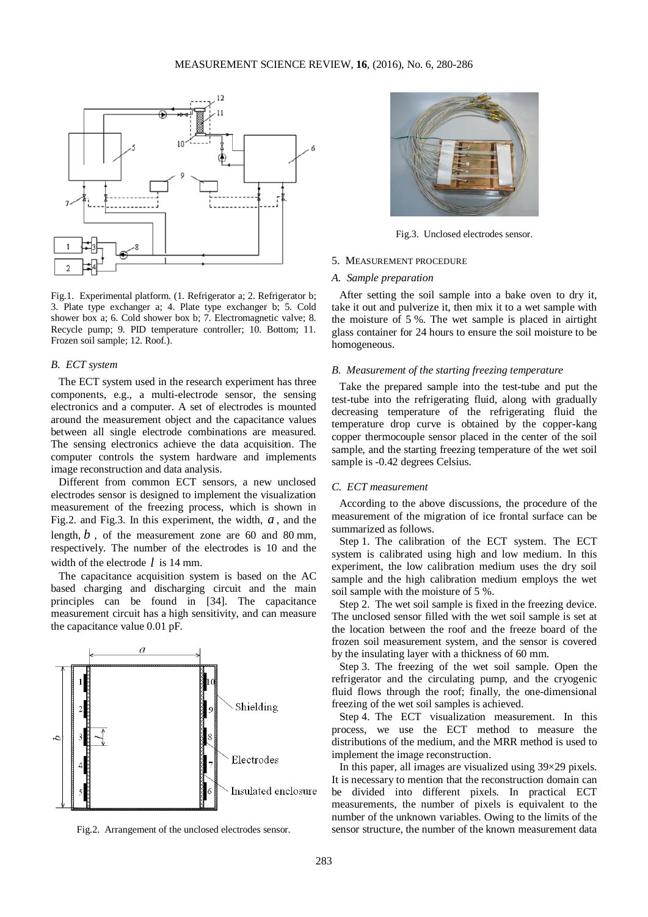Fig.1. Experimental platform. (1. Refrigerator a; 2. Refrigerator b; 3. Plate type exchanger a; 4. Plate type exchanger b; 5. Cold shower box a; 6. Cold shower box b; 7. Electromagnetic valve; 8. Recycle pump; 9. PID temperature controller; 10. Bottom; 11. Frozen soil sample; 12. Roof.).

### *B. ECT system*

The ECT system used in the research experiment has three components, e.g., a multi-electrode sensor, the sensing electronics and a computer. A set of electrodes is mounted around the measurement object and the capacitance values between all single electrode combinations are measured. The sensing electronics achieve the data acquisition. The computer controls the system hardware and implements image reconstruction and data analysis.

Different from common ECT sensors, a new unclosed electrodes sensor is designed to implement the visualization measurement of the freezing process, which is shown in Fig.2. and Fig.3. In this experiment, the width, $a$, and the length, $b$, of the measurement zone are 60 and 80 mm, respectively. The number of the electrodes is 10 and the width of the electrode $l$ is 14 mm.

The capacitance acquisition system is based on the AC based charging and discharging circuit and the main principles can be found in [34]. The capacitance measurement circuit has a high sensitivity, and can measure the capacitance value 0.01 pF.

Fig.2. Arrangement of the unclosed electrodes sensor.

Fig.3. Unclosed electrodes sensor.

## 5. MEASUREMENT PROCEDURE

### *A. Sample preparation*

After setting the soil sample into a bake oven to dry it, take it out and pulverize it, then mix it to a wet sample with the moisture of 5 %. The wet sample is placed in airtight glass container for 24 hours to ensure the soil moisture to be homogeneous.

### *B. Measurement of the starting freezing temperature*

Take the prepared sample into the test-tube and put the test-tube into the refrigerating fluid, along with gradually decreasing temperature of the refrigerating fluid the temperature drop curve is obtained by the copper-kang copper thermocouple sensor placed in the center of the soil sample, and the starting freezing temperature of the wet soil sample is -0.42 degrees Celsius.

### *C. ECT measurement*

According to the above discussions, the procedure of the measurement of the migration of ice frontal surface can be summarized as follows.

Step 1. The calibration of the ECT system. The ECT system is calibrated using high and low medium. In this experiment, the low calibration medium uses the dry soil sample and the high calibration medium employs the wet soil sample with the moisture of 5 %.

Step 2. The wet soil sample is fixed in the freezing device. The unclosed sensor filled with the wet soil sample is set at the location between the roof and the freeze board of the frozen soil measurement system, and the sensor is covered by the insulating layer with a thickness of 60 mm.

Step 3. The freezing of the wet soil sample. Open the refrigerator and the circulating pump, and the cryogenic fluid flows through the roof; finally, the one-dimensional freezing of the wet soil samples is achieved.

Step 4. The ECT visualization measurement. In this process, we use the ECT method to measure the distributions of the medium, and the MRR method is used to implement the image reconstruction.

In this paper, all images are visualized using 39×29 pixels. It is necessary to mention that the reconstruction domain can be divided into different pixels. In practical ECT measurements, the number of pixels is equivalent to the number of the unknown variables. Owing to the limits of the sensor structure, the number of the known measurement data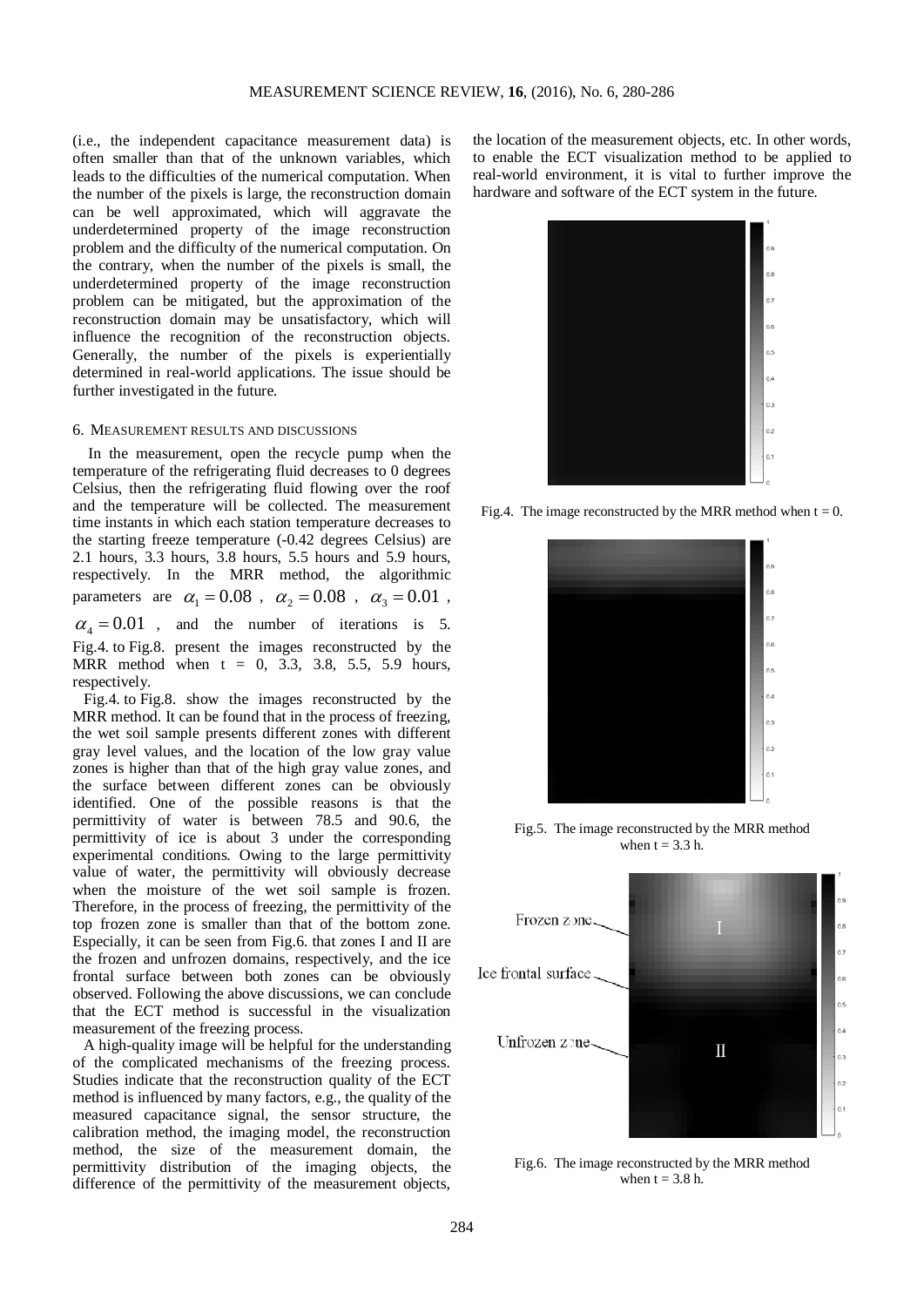(i.e., the independent capacitance measurement data) is often smaller than that of the unknown variables, which leads to the difficulties of the numerical computation. When the number of the pixels is large, the reconstruction domain can be well approximated, which will aggravate the underdetermined property of the image reconstruction problem and the difficulty of the numerical computation. On the contrary, when the number of the pixels is small, the underdetermined property of the image reconstruction problem can be mitigated, but the approximation of the reconstruction domain may be unsatisfactory, which will influence the recognition of the reconstruction objects. Generally, the number of the pixels is experientially determined in real-world applications. The issue should be further investigated in the future.

## 6. MEASUREMENT RESULTS AND DISCUSSIONS

In the measurement, open the recycle pump when the temperature of the refrigerating fluid decreases to 0 degrees Celsius, then the refrigerating fluid flowing over the roof and the temperature will be collected. The measurement time instants in which each station temperature decreases to the starting freeze temperature (-0.42 degrees Celsius) are 2.1 hours, 3.3 hours, 3.8 hours, 5.5 hours and 5.9 hours, respectively. In the MRR method, the algorithmic parameters are $\alpha_1 = 0.08$, $\alpha_2 = 0.08$, $\alpha_3 = 0.01$, $\alpha_4 = 0.01$, and the number of iterations is 5. Fig.4. to Fig.8. present the images reconstructed by the MRR method when t = 0, 3.3, 3.8, 5.5, 5.9 hours, respectively.

Fig.4. to Fig.8. show the images reconstructed by the MRR method. It can be found that in the process of freezing, the wet soil sample presents different zones with different gray level values, and the location of the low gray value zones is higher than that of the high gray value zones, and the surface between different zones can be obviously identified. One of the possible reasons is that the permittivity of water is between 78.5 and 90.6, the permittivity of ice is about 3 under the corresponding experimental conditions. Owing to the large permittivity value of water, the permittivity will obviously decrease when the moisture of the wet soil sample is frozen. Therefore, in the process of freezing, the permittivity of the top frozen zone is smaller than that of the bottom zone. Especially, it can be seen from Fig.6. that zones I and II are the frozen and unfrozen domains, respectively, and the ice frontal surface between both zones can be obviously observed. Following the above discussions, we can conclude that the ECT method is successful in the visualization measurement of the freezing process.

A high-quality image will be helpful for the understanding of the complicated mechanisms of the freezing process. Studies indicate that the reconstruction quality of the ECT method is influenced by many factors, e.g., the quality of the measured capacitance signal, the sensor structure, the calibration method, the imaging model, the reconstruction method, the size of the measurement domain, the permittivity distribution of the imaging objects, the difference of the permittivity of the measurement objects, the location of the measurement objects, etc. In other words, to enable the ECT visualization method to be applied to real-world environment, it is vital to further improve the hardware and software of the ECT system in the future.

Fig.4. The image reconstructed by the MRR method when t = 0.

Fig.5. The image reconstructed by the MRR method when t = 3.3 h.

Fig.6. The image reconstructed by the MRR method when t = 3.8 h.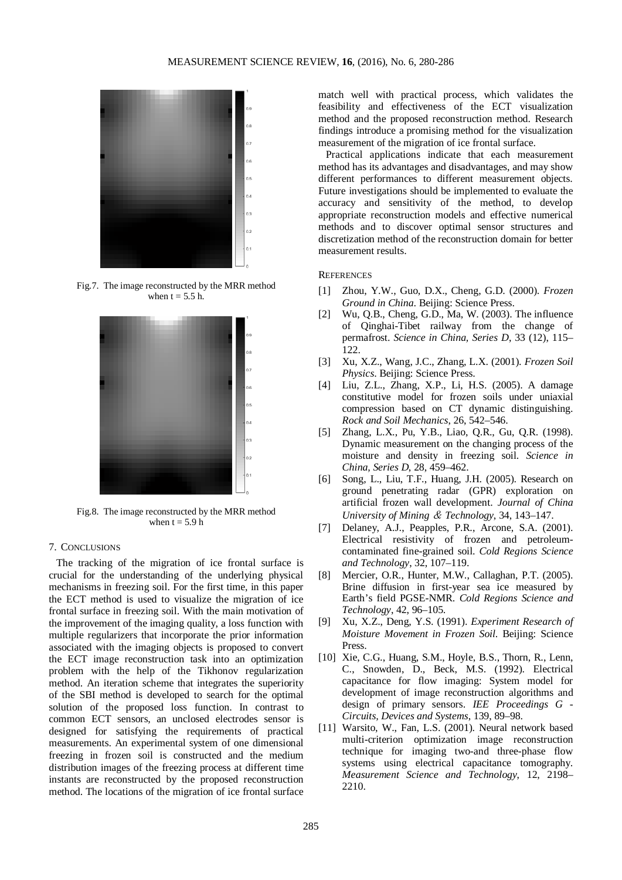Fig.7. The image reconstructed by the MRR method when t = 5.5 h.

Fig.8. The image reconstructed by the MRR method when t = 5.9 h

## 7. Conclusions

The tracking of the migration of ice frontal surface is crucial for the understanding of the underlying physical mechanisms in freezing soil. For the first time, in this paper the ECT method is used to visualize the migration of ice frontal surface in freezing soil. With the main motivation of the improvement of the imaging quality, a loss function with multiple regularizers that incorporate the prior information associated with the imaging objects is proposed to convert the ECT image reconstruction task into an optimization problem with the help of the Tikhonov regularization method. An iteration scheme that integrates the superiority of the SBI method is developed to search for the optimal solution of the proposed loss function. In contrast to common ECT sensors, an unclosed electrodes sensor is designed for satisfying the requirements of practical measurements. An experimental system of one dimensional freezing in frozen soil is constructed and the medium distribution images of the freezing process at different time instants are reconstructed by the proposed reconstruction method. The locations of the migration of ice frontal surface match well with practical process, which validates the feasibility and effectiveness of the ECT visualization method and the proposed reconstruction method. Research findings introduce a promising method for the visualization measurement of the migration of ice frontal surface.

Practical applications indicate that each measurement method has its advantages and disadvantages, and may show different performances to different measurement objects. Future investigations should be implemented to evaluate the accuracy and sensitivity of the method, to develop appropriate reconstruction models and effective numerical methods and to discover optimal sensor structures and discretization method of the reconstruction domain for better measurement results.

## References

[1] Zhou, Y.W., Guo, D.X., Cheng, G.D. (2000). *Frozen Ground in China*. Beijing: Science Press.

[2] Wu, Q.B., Cheng, G.D., Ma, W. (2003). The influence of Qinghai-Tibet railway from the change of permafrost. *Science in China, Series D*, 33 (12), 115–122.

[3] Xu, X.Z., Wang, J.C., Zhang, L.X. (2001). *Frozen Soil Physics*. Beijing: Science Press.

[4] Liu, Z.L., Zhang, X.P., Li, H.S. (2005). A damage constitutive model for frozen soils under uniaxial compression based on CT dynamic distinguishing. *Rock and Soil Mechanics*, 26, 542–546.

[5] Zhang, L.X., Pu, Y.B., Liao, Q.R., Gu, Q.R. (1998). Dynamic measurement on the changing process of the moisture and density in freezing soil. *Science in China, Series D*, 28, 459–462.

[6] Song, L., Liu, T.F., Huang, J.H. (2005). Research on ground penetrating radar (GPR) exploration on artificial frozen wall development. *Journal of China University of Mining & Technology*, 34, 143–147.

[7] Delaney, A.J., Peapples, P.R., Arcone, S.A. (2001). Electrical resistivity of frozen and petroleum-contaminated fine-grained soil. *Cold Regions Science and Technology*, 32, 107–119.

[8] Mercier, O.R., Hunter, M.W., Callaghan, P.T. (2005). Brine diffusion in first-year sea ice measured by Earth's field PGSE-NMR. *Cold Regions Science and Technology*, 42, 96–105.

[9] Xu, X.Z., Deng, Y.S. (1991). *Experiment Research of Moisture Movement in Frozen Soil*. Beijing: Science Press.

[10] Xie, C.G., Huang, S.M., Hoyle, B.S., Thorn, R., Lenn, C., Snowden, D., Beck, M.S. (1992). Electrical capacitance for flow imaging: System model for development of image reconstruction algorithms and design of primary sensors. *IEE Proceedings G - Circuits, Devices and Systems*, 139, 89–98.

[11] Warsito, W., Fan, L.S. (2001). Neural network based multi-criterion optimization image reconstruction technique for imaging two-and three-phase flow systems using electrical capacitance tomography. *Measurement Science and Technology*, 12, 2198–2210.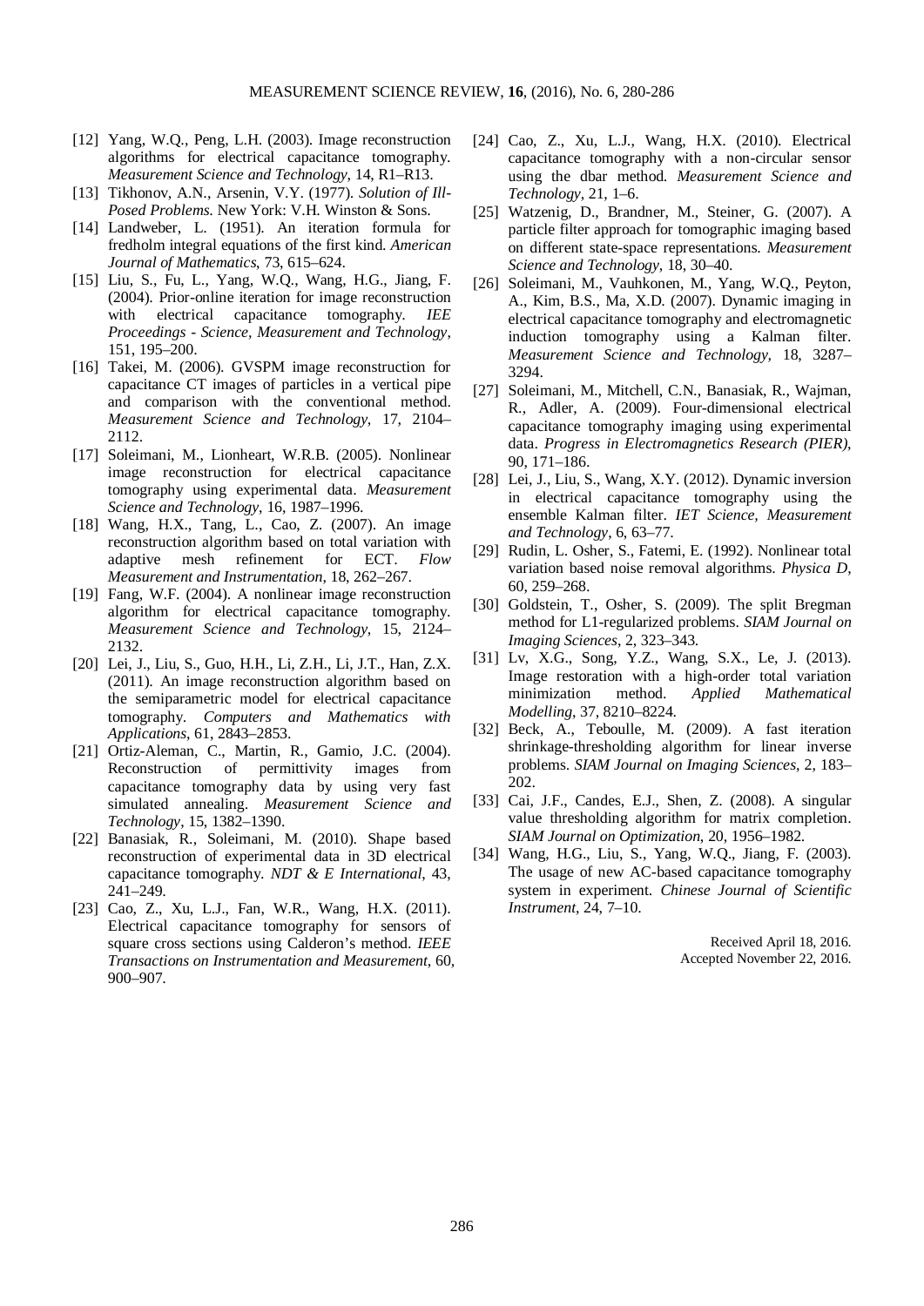[12] Yang, W.Q., Peng, L.H. (2003). Image reconstruction algorithms for electrical capacitance tomography. *Measurement Science and Technology*, 14, R1–R13.

[13] Tikhonov, A.N., Arsenin, V.Y. (1977). *Solution of Ill-Posed Problems*. New York: V.H. Winston & Sons.

[14] Landweber, L. (1951). An iteration formula for fredholm integral equations of the first kind. *American Journal of Mathematics*, 73, 615–624.

[15] Liu, S., Fu, L., Yang, W.Q., Wang, H.G., Jiang, F. (2004). Prior-online iteration for image reconstruction with electrical capacitance tomography. *IEE Proceedings - Science, Measurement and Technology*, 151, 195–200.

[16] Takei, M. (2006). GVSPM image reconstruction for capacitance CT images of particles in a vertical pipe and comparison with the conventional method. *Measurement Science and Technology*, 17, 2104–2112.

[17] Soleimani, M., Lionheart, W.R.B. (2005). Nonlinear image reconstruction for electrical capacitance tomography using experimental data. *Measurement Science and Technology*, 16, 1987–1996.

[18] Wang, H.X., Tang, L., Cao, Z. (2007). An image reconstruction algorithm based on total variation with adaptive mesh refinement for ECT. *Flow Measurement and Instrumentation*, 18, 262–267.

[19] Fang, W.F. (2004). A nonlinear image reconstruction algorithm for electrical capacitance tomography. *Measurement Science and Technology*, 15, 2124–2132.

[20] Lei, J., Liu, S., Guo, H.H., Li, Z.H., Li, J.T., Han, Z.X. (2011). An image reconstruction algorithm based on the semiparametric model for electrical capacitance tomography. *Computers and Mathematics with Applications*, 61, 2843–2853.

[21] Ortiz-Aleman, C., Martin, R., Gamio, J.C. (2004). Reconstruction of permittivity images from capacitance tomography data by using very fast simulated annealing. *Measurement Science and Technology*, 15, 1382–1390.

[22] Banasiak, R., Soleimani, M. (2010). Shape based reconstruction of experimental data in 3D electrical capacitance tomography. *NDT & E International*, 43, 241–249.

[23] Cao, Z., Xu, L.J., Fan, W.R., Wang, H.X. (2011). Electrical capacitance tomography for sensors of square cross sections using Calderon's method. *IEEE Transactions on Instrumentation and Measurement*, 60, 900–907.

[24] Cao, Z., Xu, L.J., Wang, H.X. (2010). Electrical capacitance tomography with a non-circular sensor using the dbar method. *Measurement Science and Technology*, 21, 1–6.

[25] Watzenig, D., Brandner, M., Steiner, G. (2007). A particle filter approach for tomographic imaging based on different state-space representations. *Measurement Science and Technology*, 18, 30–40.

[26] Soleimani, M., Vauhkonen, M., Yang, W.Q., Peyton, A., Kim, B.S., Ma, X.D. (2007). Dynamic imaging in electrical capacitance tomography and electromagnetic induction tomography using a Kalman filter. *Measurement Science and Technology*, 18, 3287–3294.

[27] Soleimani, M., Mitchell, C.N., Banasiak, R., Wajman, R., Adler, A. (2009). Four-dimensional electrical capacitance tomography imaging using experimental data. *Progress in Electromagnetics Research (PIER)*, 90, 171–186.

[28] Lei, J., Liu, S., Wang, X.Y. (2012). Dynamic inversion in electrical capacitance tomography using the ensemble Kalman filter. *IET Science, Measurement and Technology*, 6, 63–77.

[29] Rudin, L. Osher, S., Fatemi, E. (1992). Nonlinear total variation based noise removal algorithms. *Physica D*, 60, 259–268.

[30] Goldstein, T., Osher, S. (2009). The split Bregman method for L1-regularized problems. *SIAM Journal on Imaging Sciences*, 2, 323–343.

[31] Lv, X.G., Song, Y.Z., Wang, S.X., Le, J. (2013). Image restoration with a high-order total variation minimization method. *Applied Mathematical Modelling*, 37, 8210–8224.

[32] Beck, A., Teboulle, M. (2009). A fast iteration shrinkage-thresholding algorithm for linear inverse problems. *SIAM Journal on Imaging Sciences*, 2, 183–202.

[33] Cai, J.F., Candes, E.J., Shen, Z. (2008). A singular value thresholding algorithm for matrix completion. *SIAM Journal on Optimization*, 20, 1956–1982.

[34] Wang, H.G., Liu, S., Yang, W.Q., Jiang, F. (2003). The usage of new AC-based capacitance tomography system in experiment. *Chinese Journal of Scientific Instrument*, 24, 7–10.

Received April 18, 2016.
Accepted November 22, 2016.